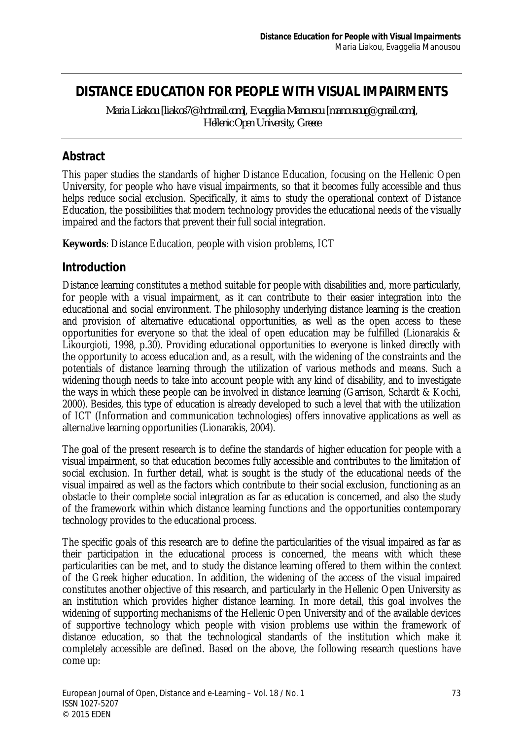# DISTANCE EDUCATION FOR PEOPLE WITH VISUAL IMPAIRMENTS

*Maria Liakou [liakos7@hotmail.com], Evaggelia Manousou [manousoug@gmail.com], Hellenic Open University, Greece*

## Abstract

This paper studies the standards of higher Distance Education, focusing on the Hellenic Open University, for people who have visual impairments, so that it becomes fully accessible and thus helps reduce social exclusion. Specifically, it aims to study the operational context of Distance Education, the possibilities that modern technology provides the educational needs of the visually impaired and the factors that prevent their full social integration.

**Keywords**: Distance Education, people with vision problems, ICT

## Introduction

Distance learning constitutes a method suitable for people with disabilities and, more particularly, for people with a visual impairment, as it can contribute to their easier integration into the educational and social environment. The philosophy underlying distance learning is the creation and provision of alternative educational opportunities, as well as the open access to these opportunities for everyone so that the ideal of open education may be fulfilled (Lionarakis & Likourgioti, 1998, p.30). Providing educational opportunities to everyone is linked directly with the opportunity to access education and, as a result, with the widening of the constraints and the potentials of distance learning through the utilization of various methods and means. Such a widening though needs to take into account people with any kind of disability, and to investigate the ways in which these people can be involved in distance learning (Garrison, Schardt & Kochi, 2000). Besides, this type of education is already developed to such a level that with the utilization of ICT (Information and communication technologies) offers innovative applications as well as alternative learning opportunities (Lionarakis, 2004).

The goal of the present research is to define the standards of higher education for people with a visual impairment, so that education becomes fully accessible and contributes to the limitation of social exclusion. In further detail, what is sought is the study of the educational needs of the visual impaired as well as the factors which contribute to their social exclusion, functioning as an obstacle to their complete social integration as far as education is concerned, and also the study of the framework within which distance learning functions and the opportunities contemporary technology provides to the educational process.

The specific goals of this research are to define the particularities of the visual impaired as far as their participation in the educational process is concerned, the means with which these particularities can be met, and to study the distance learning offered to them within the context of the Greek higher education. In addition, the widening of the access of the visual impaired constitutes another objective of this research, and particularly in the Hellenic Open University as an institution which provides higher distance learning. In more detail, this goal involves the widening of supporting mechanisms of the Hellenic Open University and of the available devices of supportive technology which people with vision problems use within the framework of distance education, so that the technological standards of the institution which make it completely accessible are defined. Based on the above, the following research questions have come up: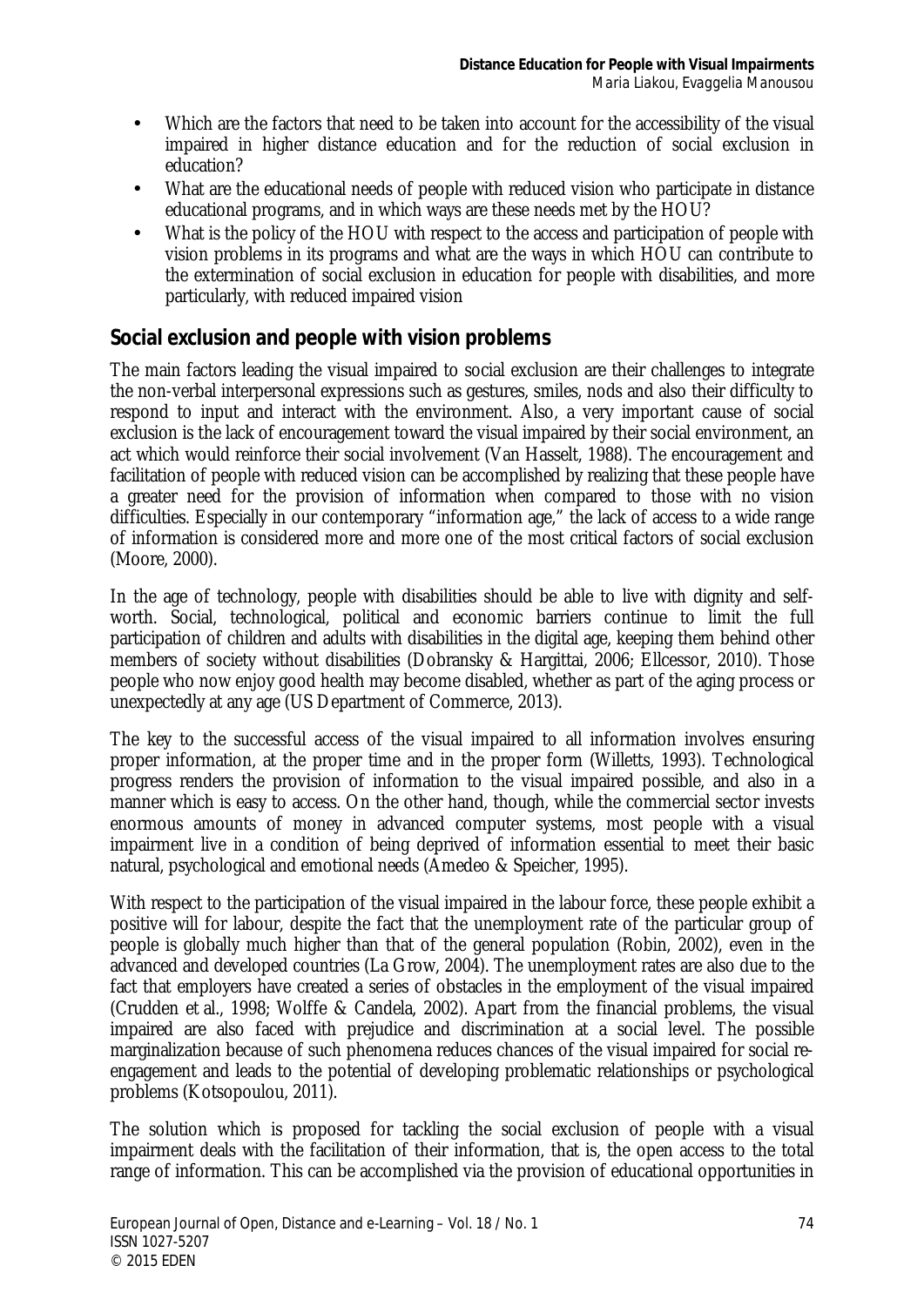- Which are the factors that need to be taken into account for the accessibility of the visual impaired in higher distance education and for the reduction of social exclusion in education?
- What are the educational needs of people with reduced vision who participate in distance educational programs, and in which ways are these needs met by the HOU?
- What is the policy of the HOU with respect to the access and participation of people with vision problems in its programs and what are the ways in which HOU can contribute to the extermination of social exclusion in education for people with disabilities, and more particularly, with reduced impaired vision

## Social exclusion and people with vision problems

The main factors leading the visual impaired to social exclusion are their challenges to integrate the non-verbal interpersonal expressions such as gestures, smiles, nods and also their difficulty to respond to input and interact with the environment. Also, a very important cause of social exclusion is the lack of encouragement toward the visual impaired by their social environment, an act which would reinforce their social involvement (Van Hasselt, 1988). The encouragement and facilitation of people with reduced vision can be accomplished by realizing that these people have a greater need for the provision of information when compared to those with no vision difficulties. Especially in our contemporary "information age," the lack of access to a wide range of information is considered more and more one of the most critical factors of social exclusion (Moore, 2000).

In the age of technology, people with disabilities should be able to live with dignity and self-worth. Social, technological, political and economic barriers continue to limit the full participation of children and adults with disabilities in the digital age, keeping them behind other members of society without disabilities (Dobransky & Hargittai, 2006; Ellcessor, 2010). Those people who now enjoy good health may become disabled, whether as part of the aging process or unexpectedly at any age (US Department of Commerce, 2013).

The key to the successful access of the visual impaired to all information involves ensuring proper information, at the proper time and in the proper form (Willetts, 1993). Technological progress renders the provision of information to the visual impaired possible, and also in a manner which is easy to access. On the other hand, though, while the commercial sector invests enormous amounts of money in advanced computer systems, most people with a visual impairment live in a condition of being deprived of information essential to meet their basic natural, psychological and emotional needs (Amedeo & Speicher, 1995).

With respect to the participation of the visual impaired in the labour force, these people exhibit a positive will for labour, despite the fact that the unemployment rate of the particular group of people is globally much higher than that of the general population (Robin, 2002), even in the advanced and developed countries (La Grow, 2004). The unemployment rates are also due to the fact that employers have created a series of obstacles in the employment of the visual impaired (Crudden et al., 1998; Wolffe & Candela, 2002). Apart from the financial problems, the visual impaired are also faced with prejudice and discrimination at a social level. The possible marginalization because of such phenomena reduces chances of the visual impaired for social re-engagement and leads to the potential of developing problematic relationships or psychological problems (Kotsopoulou, 2011).

The solution which is proposed for tackling the social exclusion of people with a visual impairment deals with the facilitation of their information, that is, the open access to the total range of information. This can be accomplished via the provision of educational opportunities in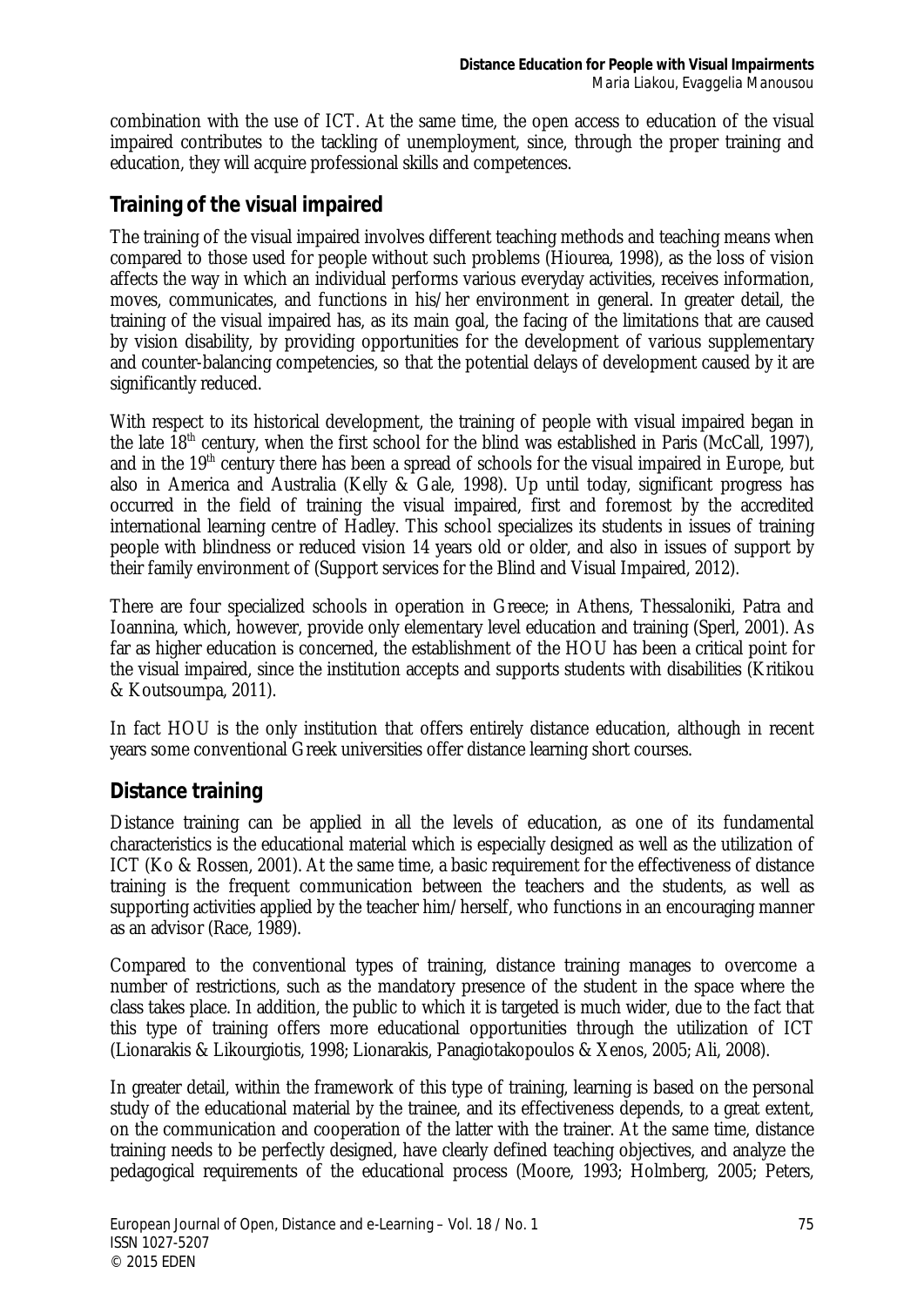combination with the use of ICT. At the same time, the open access to education of the visual impaired contributes to the tackling of unemployment, since, through the proper training and education, they will acquire professional skills and competences.

## Training of the visual impaired

The training of the visual impaired involves different teaching methods and teaching means when compared to those used for people without such problems (Hiourea, 1998), as the loss of vision affects the way in which an individual performs various everyday activities, receives information, moves, communicates, and functions in his/her environment in general. In greater detail, the training of the visual impaired has, as its main goal, the facing of the limitations that are caused by vision disability, by providing opportunities for the development of various supplementary and counter-balancing competencies, so that the potential delays of development caused by it are significantly reduced.

With respect to its historical development, the training of people with visual impaired began in the late 18th century, when the first school for the blind was established in Paris (McCall, 1997), and in the 19th century there has been a spread of schools for the visual impaired in Europe, but also in America and Australia (Kelly & Gale, 1998). Up until today, significant progress has occurred in the field of training the visual impaired, first and foremost by the accredited international learning centre of Hadley. This school specializes its students in issues of training people with blindness or reduced vision 14 years old or older, and also in issues of support by their family environment of (Support services for the Blind and Visual Impaired, 2012).

There are four specialized schools in operation in Greece; in Athens, Thessaloniki, Patra and Ioannina, which, however, provide only elementary level education and training (Sperl, 2001). As far as higher education is concerned, the establishment of the HOU has been a critical point for the visual impaired, since the institution accepts and supports students with disabilities (Kritikou & Koutsoumpa, 2011).

In fact HOU is the only institution that offers entirely distance education, although in recent years some conventional Greek universities offer distance learning short courses.

## Distance training

Distance training can be applied in all the levels of education, as one of its fundamental characteristics is the educational material which is especially designed as well as the utilization of ICT (Ko & Rossen, 2001). At the same time, a basic requirement for the effectiveness of distance training is the frequent communication between the teachers and the students, as well as supporting activities applied by the teacher him/herself, who functions in an encouraging manner as an advisor (Race, 1989).

Compared to the conventional types of training, distance training manages to overcome a number of restrictions, such as the mandatory presence of the student in the space where the class takes place. In addition, the public to which it is targeted is much wider, due to the fact that this type of training offers more educational opportunities through the utilization of ICT (Lionarakis & Likourgiotis, 1998; Lionarakis, Panagiotakopoulos & Xenos, 2005; Ali, 2008).

In greater detail, within the framework of this type of training, learning is based on the personal study of the educational material by the trainee, and its effectiveness depends, to a great extent, on the communication and cooperation of the latter with the trainer. At the same time, distance training needs to be perfectly designed, have clearly defined teaching objectives, and analyze the pedagogical requirements of the educational process (Moore, 1993; Holmberg, 2005; Peters,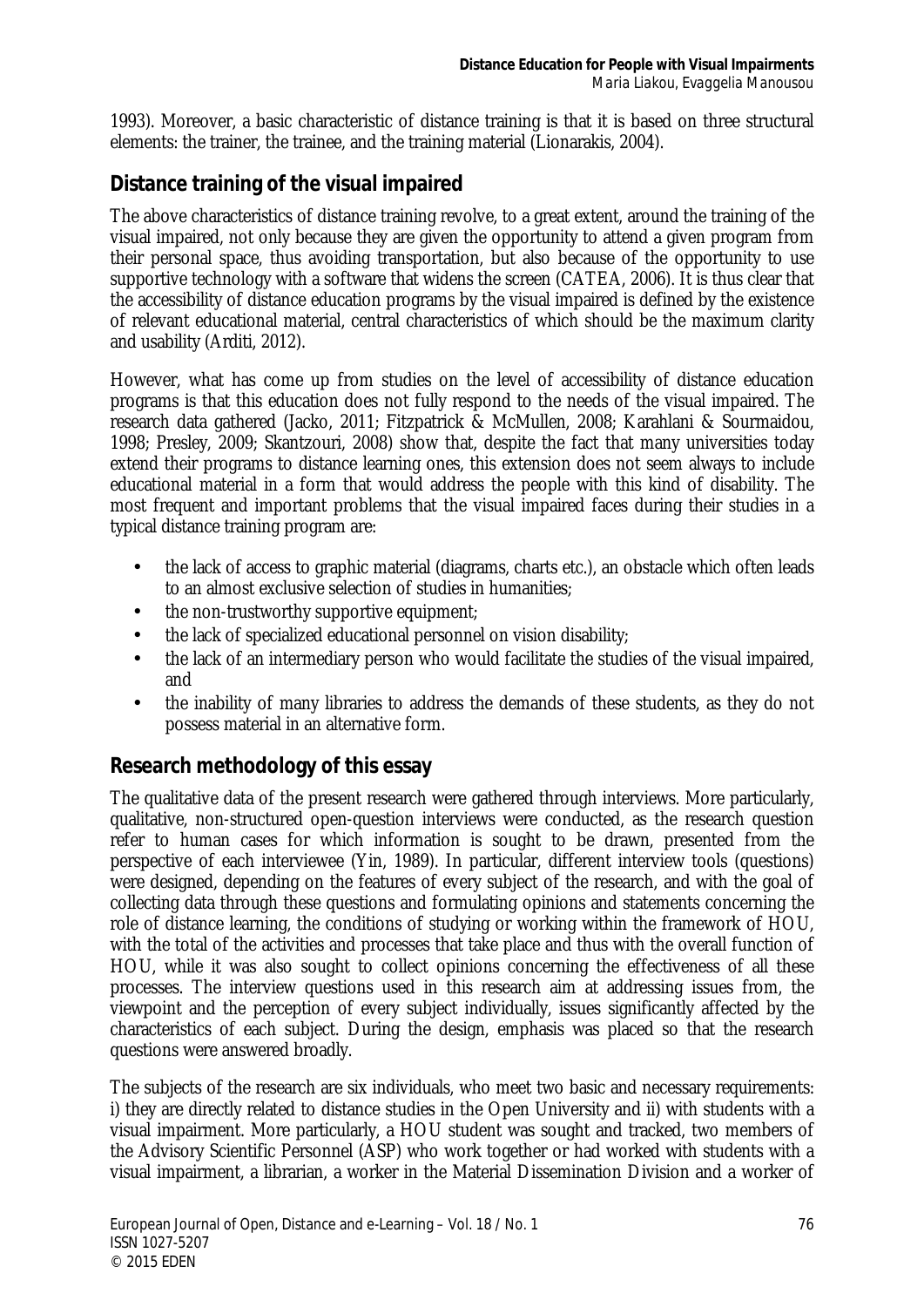1993). Moreover, a basic characteristic of distance training is that it is based on three structural elements: the trainer, the trainee, and the training material (Lionarakis, 2004).

## Distance training of the visual impaired

The above characteristics of distance training revolve, to a great extent, around the training of the visual impaired, not only because they are given the opportunity to attend a given program from their personal space, thus avoiding transportation, but also because of the opportunity to use supportive technology with a software that widens the screen (CATEA, 2006). It is thus clear that the accessibility of distance education programs by the visual impaired is defined by the existence of relevant educational material, central characteristics of which should be the maximum clarity and usability (Arditi, 2012).

However, what has come up from studies on the level of accessibility of distance education programs is that this education does not fully respond to the needs of the visual impaired. The research data gathered (Jacko, 2011; Fitzpatrick & McMullen, 2008; Karahlani & Sourmaidou, 1998; Presley, 2009; Skantzouri, 2008) show that, despite the fact that many universities today extend their programs to distance learning ones, this extension does not seem always to include educational material in a form that would address the people with this kind of disability. The most frequent and important problems that the visual impaired faces during their studies in a typical distance training program are:

- the lack of access to graphic material (diagrams, charts etc.), an obstacle which often leads to an almost exclusive selection of studies in humanities;
- the non-trustworthy supportive equipment;
- the lack of specialized educational personnel on vision disability;
- the lack of an intermediary person who would facilitate the studies of the visual impaired, and
- the inability of many libraries to address the demands of these students, as they do not possess material in an alternative form.

## Research methodology of this essay

The qualitative data of the present research were gathered through interviews. More particularly, qualitative, non-structured open-question interviews were conducted, as the research question refer to human cases for which information is sought to be drawn, presented from the perspective of each interviewee (Yin, 1989). In particular, different interview tools (questions) were designed, depending on the features of every subject of the research, and with the goal of collecting data through these questions and formulating opinions and statements concerning the role of distance learning, the conditions of studying or working within the framework of HOU, with the total of the activities and processes that take place and thus with the overall function of HOU, while it was also sought to collect opinions concerning the effectiveness of all these processes. The interview questions used in this research aim at addressing issues from, the viewpoint and the perception of every subject individually, issues significantly affected by the characteristics of each subject. During the design, emphasis was placed so that the research questions were answered broadly.

The subjects of the research are six individuals, who meet two basic and necessary requirements: i) they are directly related to distance studies in the Open University and ii) with students with a visual impairment. More particularly, a HOU student was sought and tracked, two members of the Advisory Scientific Personnel (ASP) who work together or had worked with students with a visual impairment, a librarian, a worker in the Material Dissemination Division and a worker of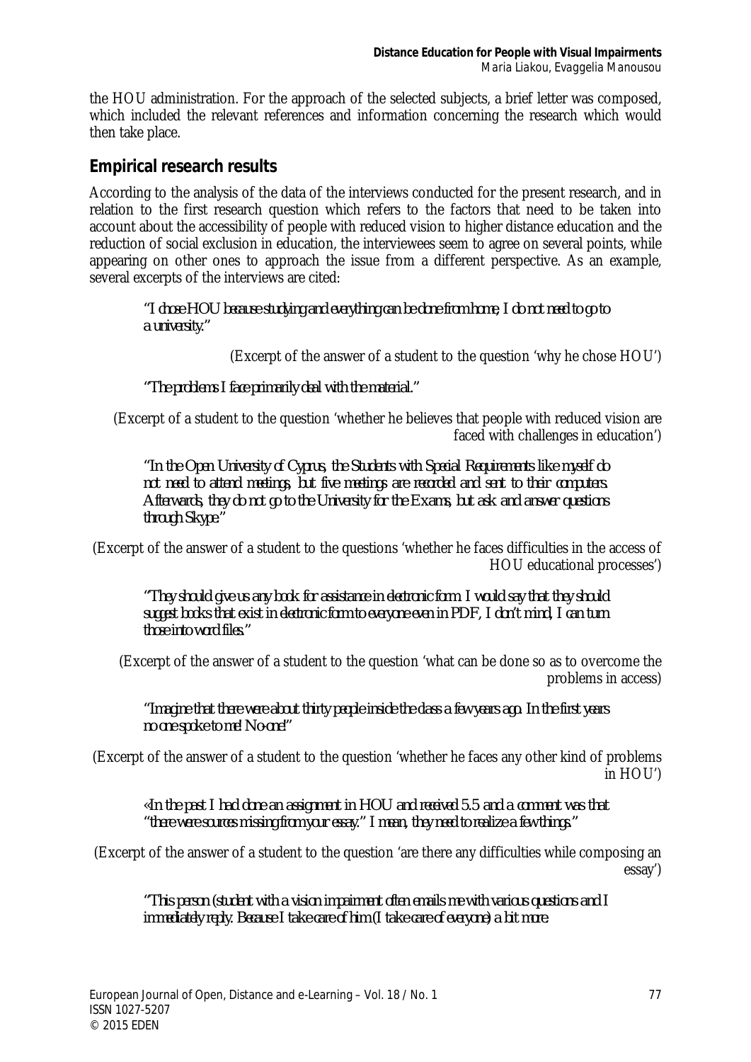the HOU administration. For the approach of the selected subjects, a brief letter was composed, which included the relevant references and information concerning the research which would then take place.

## Empirical research results

According to the analysis of the data of the interviews conducted for the present research, and in relation to the first research question which refers to the factors that need to be taken into account about the accessibility of people with reduced vision to higher distance education and the reduction of social exclusion in education, the interviewees seem to agree on several points, while appearing on other ones to approach the issue from a different perspective. As an example, several excerpts of the interviews are cited:

> *"I chose HOU because studying and everything can be done from home, I do not need to go to a university."*
>
> (Excerpt of the answer of a student to the question 'why he chose HOU')

> *"The problems I face primarily deal with the material."*
>
> (Excerpt of a student to the question 'whether he believes that people with reduced vision are faced with challenges in education')

> *"In the Open University of Cyprus, the Students with Special Requirements like myself do not need to attend meetings, but five meetings are recorded and sent to their computers. Afterwards, they do not go to the University for the Exams, but ask and answer questions through Skype"*
>
> (Excerpt of the answer of a student to the questions 'whether he faces difficulties in the access of HOU educational processes')

> *"They should give us any book for assistance in electronic form. I would say that they should suggest books that exist in electronic form to everyone even in PDF, I don't mind, I can turn those into word files."*
>
> (Excerpt of the answer of a student to the question 'what can be done so as to overcome the problems in access)

> *"Imagine that there were about thirty people inside the class a few years ago. In the first years no one spoke to me! No-one!"*
>
> (Excerpt of the answer of a student to the question 'whether he faces any other kind of problems in HOU')

> *«In the past I had done an assignment in HOU and received 5.5 and a comment was that "there were sources missing from your essay." I mean, they need to realize a few things."*
>
> (Excerpt of the answer of a student to the question 'are there any difficulties while composing an essay')

> *"This person (student with a vision impairment often emails me with various questions and I immediately reply. Because I take care of him (I take care of everyone) a bit more.*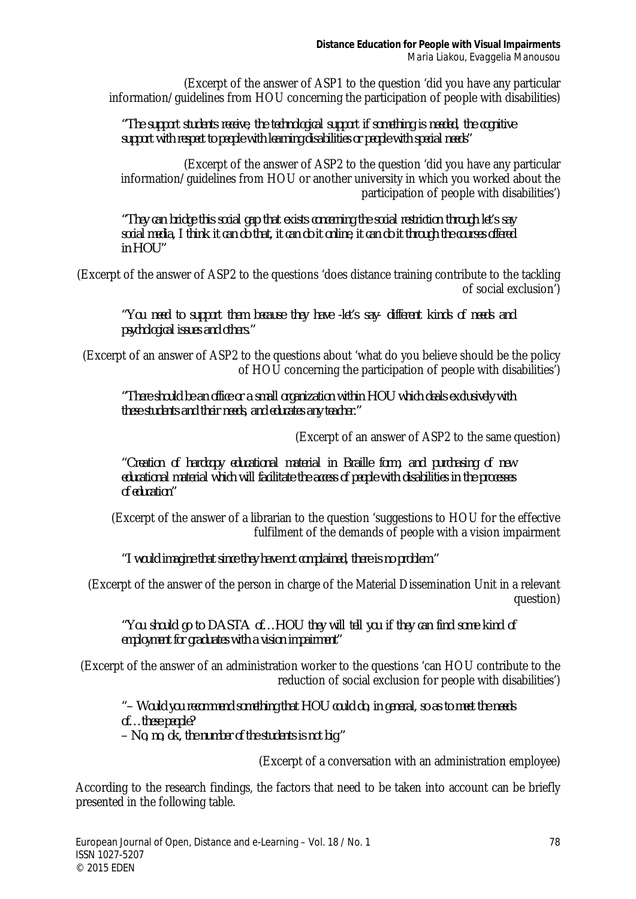(Excerpt of the answer of ASP1 to the question 'did you have any particular information/guidelines from HOU concerning the participation of people with disabilities)

> *"The support students receive, the technological support if something is needed, the cognitive support with respect to people with learning disabilities or people with special needs"*

(Excerpt of the answer of ASP2 to the question 'did you have any particular information/guidelines from HOU or another university in which you worked about the participation of people with disabilities')

> *"They can bridge this social gap that exists concerning the social restriction through let's say social media, I think it can do that, it can do it online, it can do it through the courses offered in HOU"*

(Excerpt of the answer of ASP2 to the questions 'does distance training contribute to the tackling of social exclusion')

> *"You need to support them because they have -let's say- different kinds of needs and psychological issues and others."*

(Excerpt of an answer of ASP2 to the questions about 'what do you believe should be the policy of HOU concerning the participation of people with disabilities')

> *"There should be an office or a small organization within HOU which deals exclusively with these students and their needs, and educates any teacher."*

(Excerpt of an answer of ASP2 to the same question)

> *"Creation of hardcopy educational material in Braille form, and purchasing of new educational material which will facilitate the access of people with disabilities in the processes of education"*

(Excerpt of the answer of a librarian to the question 'suggestions to HOU for the effective fulfilment of the demands of people with a vision impairment

> *"I would imagine that since they have not complained, there is no problem."*

(Excerpt of the answer of the person in charge of the Material Dissemination Unit in a relevant question)

> *"You should go to DASTA of…HOU they will tell you if they can find some kind of employment for graduates with a vision impairment"*

(Excerpt of the answer of an administration worker to the questions 'can HOU contribute to the reduction of social exclusion for people with disabilities')

> *"– Would you recommend something that HOU could do, in general, so as to meet the needs of…these people?*
> *– No, no, ok, the number of the students is not big"*

(Excerpt of a conversation with an administration employee)

According to the research findings, the factors that need to be taken into account can be briefly presented in the following table.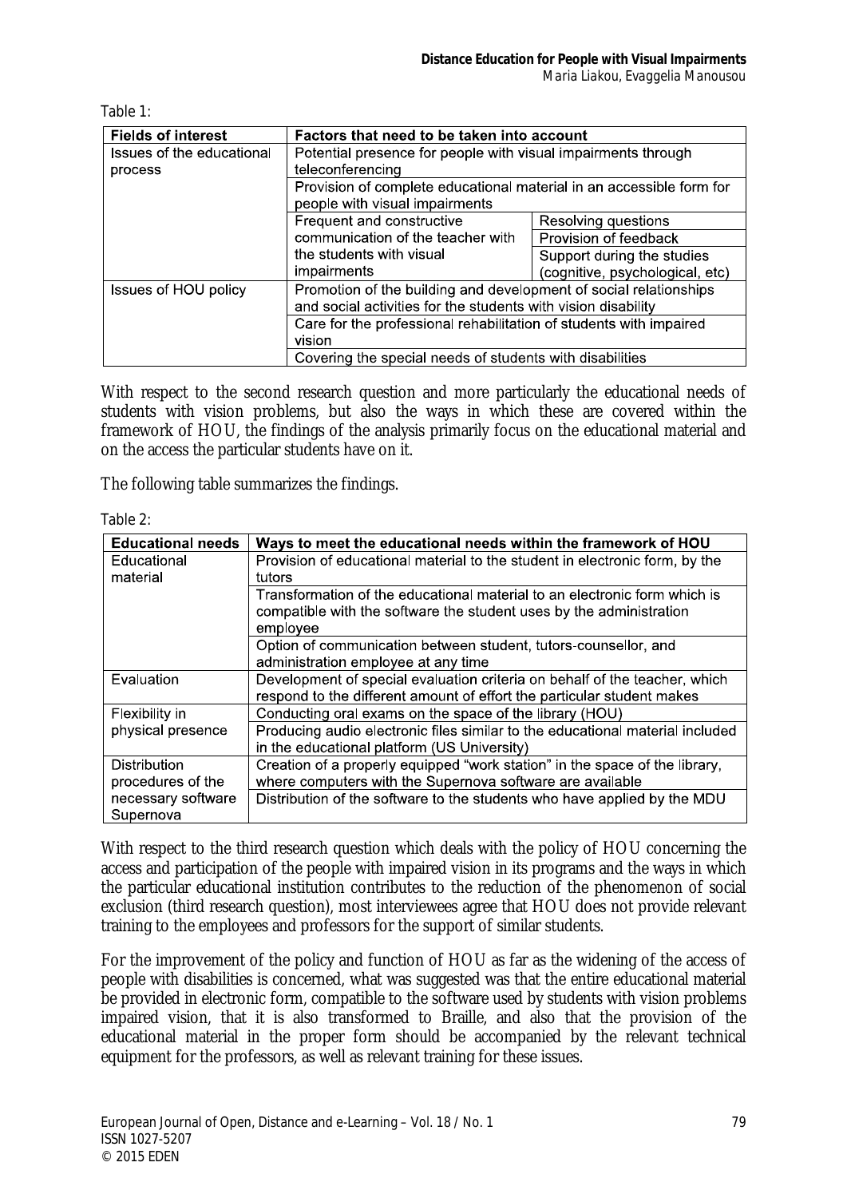Table 1:

| Fields of interest | Factors that need to be taken into account | |
|---|---|---|
| Issues of the educational process | Potential presence for people with visual impairments through teleconferencing | |
| | Provision of complete educational material in an accessible form for people with visual impairments | |
| | Frequent and constructive communication of the teacher with the students with visual impairments | Resolving questions |
| | | Provision of feedback |
| | | Support during the studies (cognitive, psychological, etc) |
| Issues of HOU policy | Promotion of the building and development of social relationships and social activities for the students with vision disability | |
| | Care for the professional rehabilitation of students with impaired vision | |
| | Covering the special needs of students with disabilities | |

With respect to the second research question and more particularly the educational needs of students with vision problems, but also the ways in which these are covered within the framework of HOU, the findings of the analysis primarily focus on the educational material and on the access the particular students have on it.

The following table summarizes the findings.

Table 2:

| Educational needs | Ways to meet the educational needs within the framework of HOU |
|---|---|
| Educational material | Provision of educational material to the student in electronic form, by the tutors |
| | Transformation of the educational material to an electronic form which is compatible with the software the student uses by the administration employee |
| | Option of communication between student, tutors-counsellor, and administration employee at any time |
| Evaluation | Development of special evaluation criteria on behalf of the teacher, which respond to the different amount of effort the particular student makes |
| Flexibility in physical presence | Conducting oral exams on the space of the library (HOU) |
| | Producing audio electronic files similar to the educational material included in the educational platform (US University) |
| Distribution procedures of the necessary software Supernova | Creation of a properly equipped "work station" in the space of the library, where computers with the Supernova software are available |
| | Distribution of the software to the students who have applied by the MDU |

With respect to the third research question which deals with the policy of HOU concerning the access and participation of the people with impaired vision in its programs and the ways in which the particular educational institution contributes to the reduction of the phenomenon of social exclusion (third research question), most interviewees agree that HOU does not provide relevant training to the employees and professors for the support of similar students.

For the improvement of the policy and function of HOU as far as the widening of the access of people with disabilities is concerned, what was suggested was that the entire educational material be provided in electronic form, compatible to the software used by students with vision problems impaired vision, that it is also transformed to Braille, and also that the provision of the educational material in the proper form should be accompanied by the relevant technical equipment for the professors, as well as relevant training for these issues.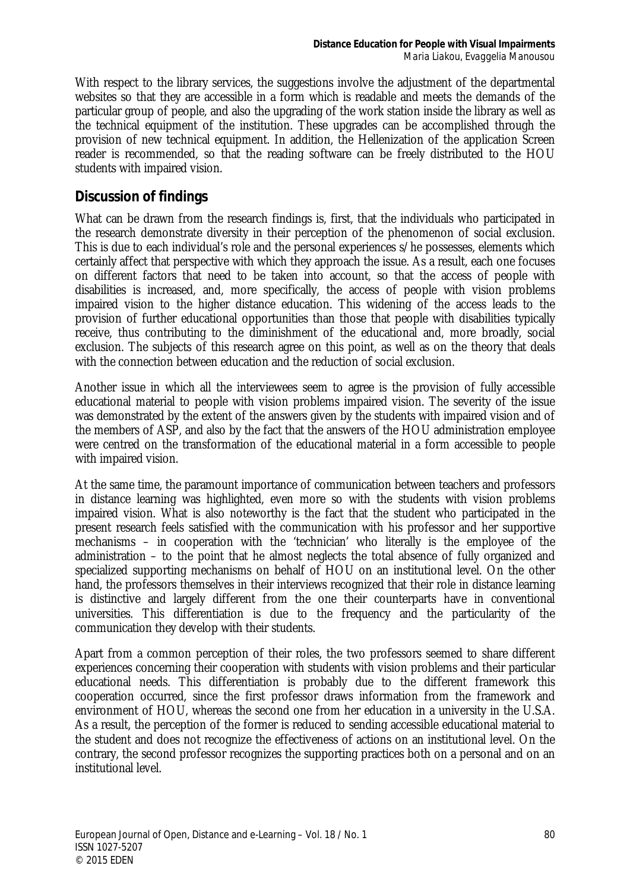With respect to the library services, the suggestions involve the adjustment of the departmental websites so that they are accessible in a form which is readable and meets the demands of the particular group of people, and also the upgrading of the work station inside the library as well as the technical equipment of the institution. These upgrades can be accomplished through the provision of new technical equipment. In addition, the Hellenization of the application Screen reader is recommended, so that the reading software can be freely distributed to the HOU students with impaired vision.

## Discussion of findings

What can be drawn from the research findings is, first, that the individuals who participated in the research demonstrate diversity in their perception of the phenomenon of social exclusion. This is due to each individual's role and the personal experiences s/he possesses, elements which certainly affect that perspective with which they approach the issue. As a result, each one focuses on different factors that need to be taken into account, so that the access of people with disabilities is increased, and, more specifically, the access of people with vision problems impaired vision to the higher distance education. This widening of the access leads to the provision of further educational opportunities than those that people with disabilities typically receive, thus contributing to the diminishment of the educational and, more broadly, social exclusion. The subjects of this research agree on this point, as well as on the theory that deals with the connection between education and the reduction of social exclusion.

Another issue in which all the interviewees seem to agree is the provision of fully accessible educational material to people with vision problems impaired vision. The severity of the issue was demonstrated by the extent of the answers given by the students with impaired vision and of the members of ASP, and also by the fact that the answers of the HOU administration employee were centred on the transformation of the educational material in a form accessible to people with impaired vision.

At the same time, the paramount importance of communication between teachers and professors in distance learning was highlighted, even more so with the students with vision problems impaired vision. What is also noteworthy is the fact that the student who participated in the present research feels satisfied with the communication with his professor and her supportive mechanisms – in cooperation with the 'technician' who literally is the employee of the administration – to the point that he almost neglects the total absence of fully organized and specialized supporting mechanisms on behalf of HOU on an institutional level. On the other hand, the professors themselves in their interviews recognized that their role in distance learning is distinctive and largely different from the one their counterparts have in conventional universities. This differentiation is due to the frequency and the particularity of the communication they develop with their students.

Apart from a common perception of their roles, the two professors seemed to share different experiences concerning their cooperation with students with vision problems and their particular educational needs. This differentiation is probably due to the different framework this cooperation occurred, since the first professor draws information from the framework and environment of HOU, whereas the second one from her education in a university in the U.S.A. As a result, the perception of the former is reduced to sending accessible educational material to the student and does not recognize the effectiveness of actions on an institutional level. On the contrary, the second professor recognizes the supporting practices both on a personal and on an institutional level.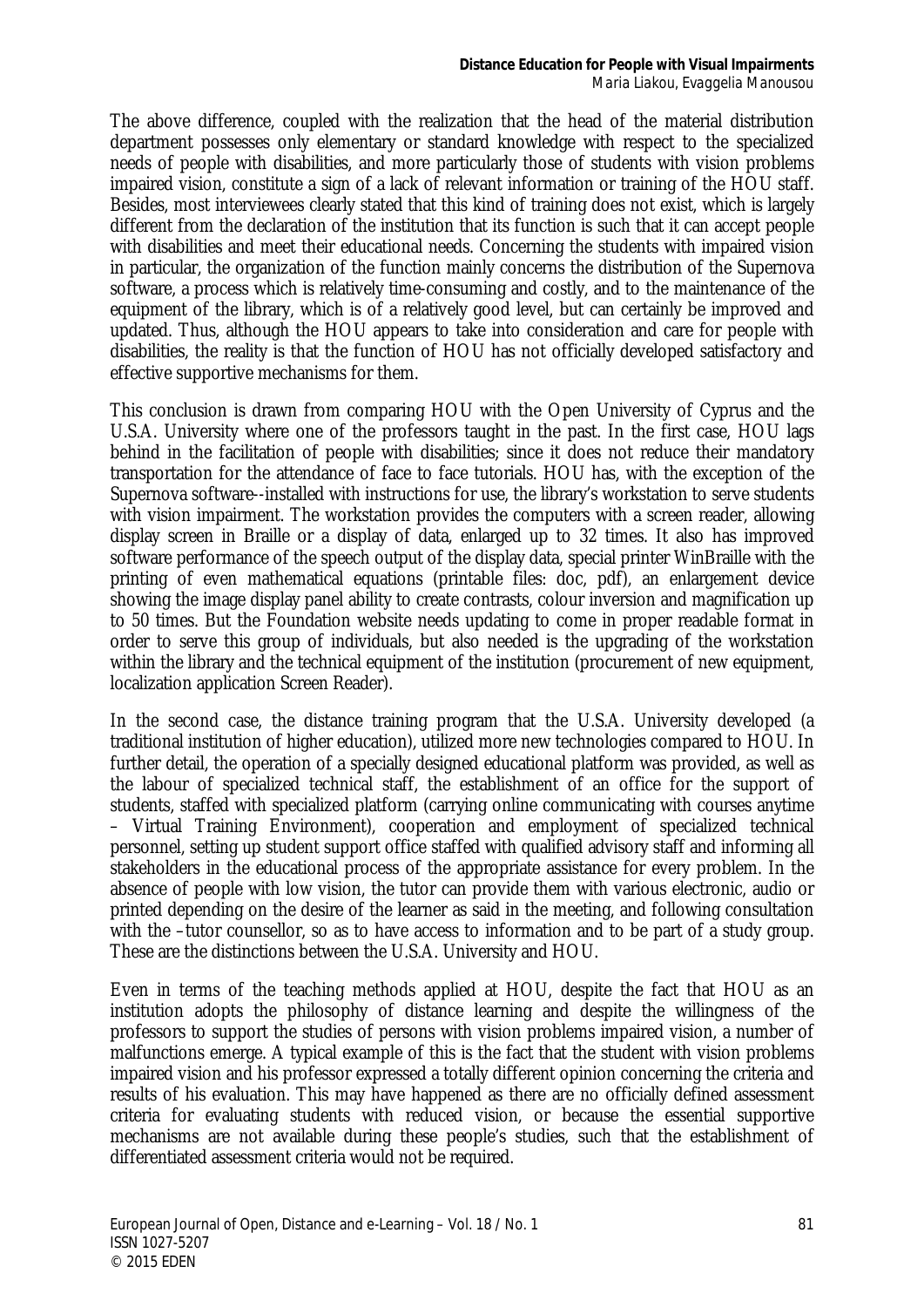The above difference, coupled with the realization that the head of the material distribution department possesses only elementary or standard knowledge with respect to the specialized needs of people with disabilities, and more particularly those of students with vision problems impaired vision, constitute a sign of a lack of relevant information or training of the HOU staff. Besides, most interviewees clearly stated that this kind of training does not exist, which is largely different from the declaration of the institution that its function is such that it can accept people with disabilities and meet their educational needs. Concerning the students with impaired vision in particular, the organization of the function mainly concerns the distribution of the Supernova software, a process which is relatively time-consuming and costly, and to the maintenance of the equipment of the library, which is of a relatively good level, but can certainly be improved and updated. Thus, although the HOU appears to take into consideration and care for people with disabilities, the reality is that the function of HOU has not officially developed satisfactory and effective supportive mechanisms for them.

This conclusion is drawn from comparing HOU with the Open University of Cyprus and the U.S.A. University where one of the professors taught in the past. In the first case, HOU lags behind in the facilitation of people with disabilities; since it does not reduce their mandatory transportation for the attendance of face to face tutorials. HOU has, with the exception of the Supernova software--installed with instructions for use, the library's workstation to serve students with vision impairment. The workstation provides the computers with a screen reader, allowing display screen in Braille or a display of data, enlarged up to 32 times. It also has improved software performance of the speech output of the display data, special printer WinBraille with the printing of even mathematical equations (printable files: doc, pdf), an enlargement device showing the image display panel ability to create contrasts, colour inversion and magnification up to 50 times. But the Foundation website needs updating to come in proper readable format in order to serve this group of individuals, but also needed is the upgrading of the workstation within the library and the technical equipment of the institution (procurement of new equipment, localization application Screen Reader).

In the second case, the distance training program that the U.S.A. University developed (a traditional institution of higher education), utilized more new technologies compared to HOU. In further detail, the operation of a specially designed educational platform was provided, as well as the labour of specialized technical staff, the establishment of an office for the support of students, staffed with specialized platform (carrying online communicating with courses anytime – Virtual Training Environment), cooperation and employment of specialized technical personnel, setting up student support office staffed with qualified advisory staff and informing all stakeholders in the educational process of the appropriate assistance for every problem. In the absence of people with low vision, the tutor can provide them with various electronic, audio or printed depending on the desire of the learner as said in the meeting, and following consultation with the –tutor counsellor, so as to have access to information and to be part of a study group. These are the distinctions between the U.S.A. University and HOU.

Even in terms of the teaching methods applied at HOU, despite the fact that HOU as an institution adopts the philosophy of distance learning and despite the willingness of the professors to support the studies of persons with vision problems impaired vision, a number of malfunctions emerge. A typical example of this is the fact that the student with vision problems impaired vision and his professor expressed a totally different opinion concerning the criteria and results of his evaluation. This may have happened as there are no officially defined assessment criteria for evaluating students with reduced vision, or because the essential supportive mechanisms are not available during these people's studies, such that the establishment of differentiated assessment criteria would not be required.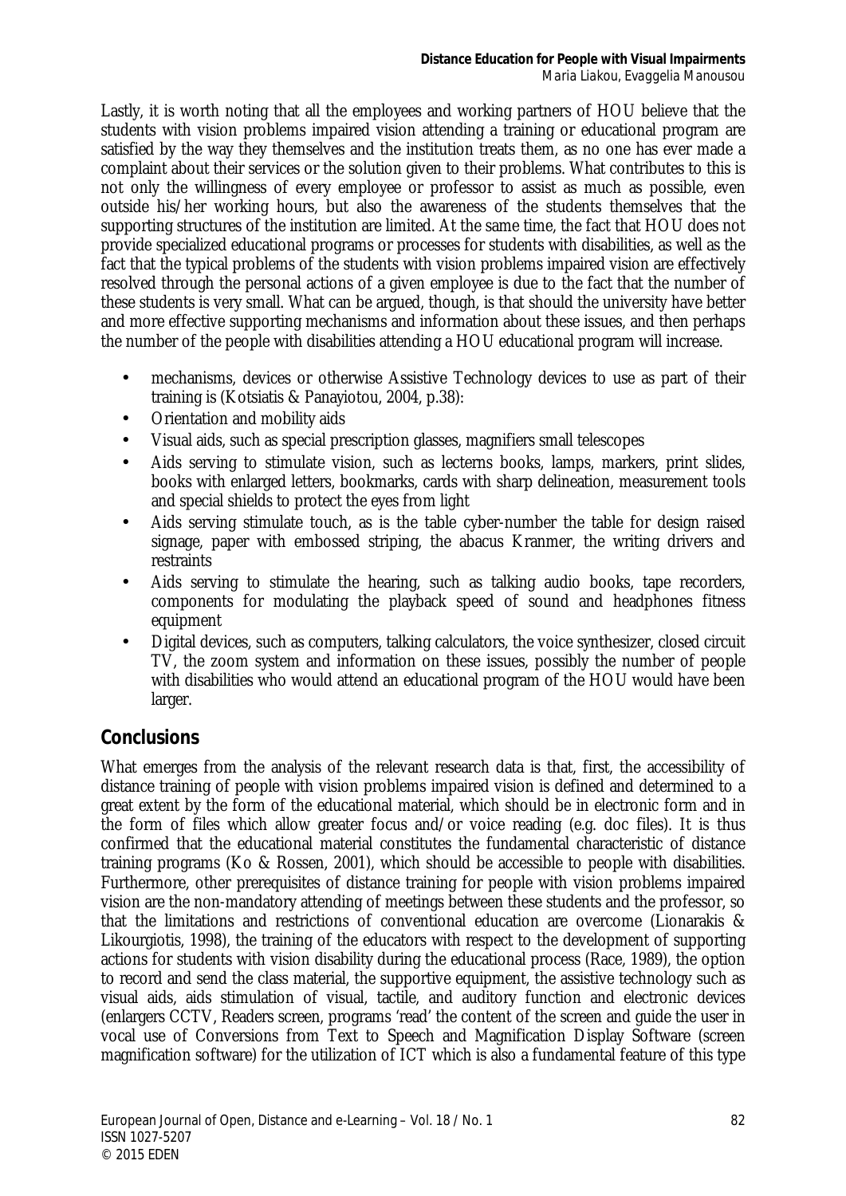Lastly, it is worth noting that all the employees and working partners of HOU believe that the students with vision problems impaired vision attending a training or educational program are satisfied by the way they themselves and the institution treats them, as no one has ever made a complaint about their services or the solution given to their problems. What contributes to this is not only the willingness of every employee or professor to assist as much as possible, even outside his/her working hours, but also the awareness of the students themselves that the supporting structures of the institution are limited. At the same time, the fact that HOU does not provide specialized educational programs or processes for students with disabilities, as well as the fact that the typical problems of the students with vision problems impaired vision are effectively resolved through the personal actions of a given employee is due to the fact that the number of these students is very small. What can be argued, though, is that should the university have better and more effective supporting mechanisms and information about these issues, and then perhaps the number of the people with disabilities attending a HOU educational program will increase.

- mechanisms, devices or otherwise Assistive Technology devices to use as part of their training is (Kotsiatis & Panayiotou, 2004, p.38):
- Orientation and mobility aids
- Visual aids, such as special prescription glasses, magnifiers small telescopes
- Aids serving to stimulate vision, such as lecterns books, lamps, markers, print slides, books with enlarged letters, bookmarks, cards with sharp delineation, measurement tools and special shields to protect the eyes from light
- Aids serving stimulate touch, as is the table cyber-number the table for design raised signage, paper with embossed striping, the abacus Kranmer, the writing drivers and restraints
- Aids serving to stimulate the hearing, such as talking audio books, tape recorders, components for modulating the playback speed of sound and headphones fitness equipment
- Digital devices, such as computers, talking calculators, the voice synthesizer, closed circuit TV, the zoom system and information on these issues, possibly the number of people with disabilities who would attend an educational program of the HOU would have been larger.

## Conclusions

What emerges from the analysis of the relevant research data is that, first, the accessibility of distance training of people with vision problems impaired vision is defined and determined to a great extent by the form of the educational material, which should be in electronic form and in the form of files which allow greater focus and/or voice reading (e.g. doc files). It is thus confirmed that the educational material constitutes the fundamental characteristic of distance training programs (Ko & Rossen, 2001), which should be accessible to people with disabilities. Furthermore, other prerequisites of distance training for people with vision problems impaired vision are the non-mandatory attending of meetings between these students and the professor, so that the limitations and restrictions of conventional education are overcome (Lionarakis & Likourgiotis, 1998), the training of the educators with respect to the development of supporting actions for students with vision disability during the educational process (Race, 1989), the option to record and send the class material, the supportive equipment, the assistive technology such as visual aids, aids stimulation of visual, tactile, and auditory function and electronic devices (enlargers CCTV, Readers screen, programs 'read' the content of the screen and guide the user in vocal use of Conversions from Text to Speech and Magnification Display Software (screen magnification software) for the utilization of ICT which is also a fundamental feature of this type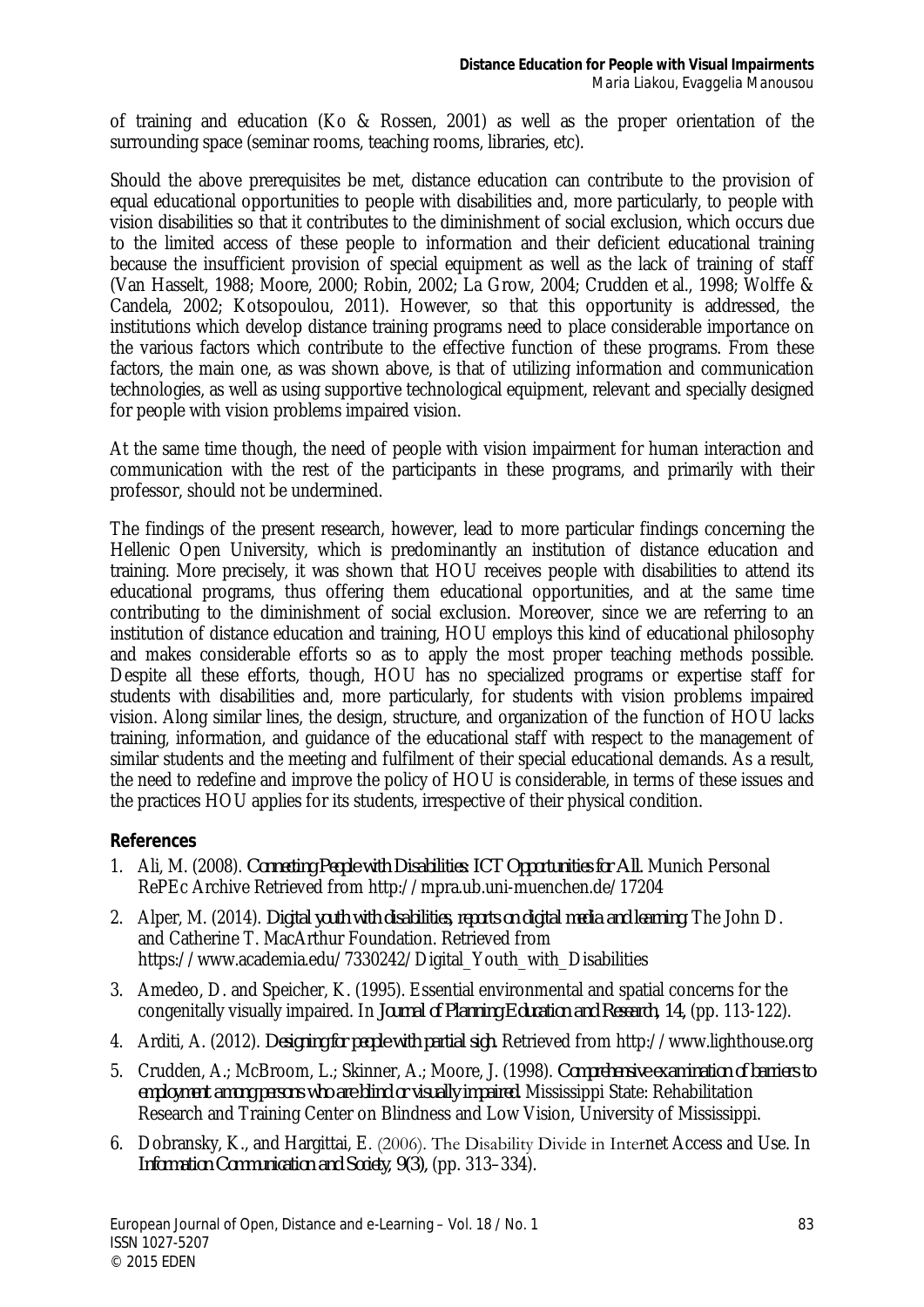of training and education (Ko & Rossen, 2001) as well as the proper orientation of the surrounding space (seminar rooms, teaching rooms, libraries, etc).

Should the above prerequisites be met, distance education can contribute to the provision of equal educational opportunities to people with disabilities and, more particularly, to people with vision disabilities so that it contributes to the diminishment of social exclusion, which occurs due to the limited access of these people to information and their deficient educational training because the insufficient provision of special equipment as well as the lack of training of staff (Van Hasselt, 1988; Moore, 2000; Robin, 2002; La Grow, 2004; Crudden et al., 1998; Wolffe & Candela, 2002; Kotsopoulou, 2011). However, so that this opportunity is addressed, the institutions which develop distance training programs need to place considerable importance on the various factors which contribute to the effective function of these programs. From these factors, the main one, as was shown above, is that of utilizing information and communication technologies, as well as using supportive technological equipment, relevant and specially designed for people with vision problems impaired vision.

At the same time though, the need of people with vision impairment for human interaction and communication with the rest of the participants in these programs, and primarily with their professor, should not be undermined.

The findings of the present research, however, lead to more particular findings concerning the Hellenic Open University, which is predominantly an institution of distance education and training. More precisely, it was shown that HOU receives people with disabilities to attend its educational programs, thus offering them educational opportunities, and at the same time contributing to the diminishment of social exclusion. Moreover, since we are referring to an institution of distance education and training, HOU employs this kind of educational philosophy and makes considerable efforts so as to apply the most proper teaching methods possible. Despite all these efforts, though, HOU has no specialized programs or expertise staff for students with disabilities and, more particularly, for students with vision problems impaired vision. Along similar lines, the design, structure, and organization of the function of HOU lacks training, information, and guidance of the educational staff with respect to the management of similar students and the meeting and fulfilment of their special educational demands. As a result, the need to redefine and improve the policy of HOU is considerable, in terms of these issues and the practices HOU applies for its students, irrespective of their physical condition.

## References

1. Ali, M. (2008). *Connecting People with Disabilities: ICT Opportunities for All.* Munich Personal RePEc Archive Retrieved from http://mpra.ub.uni-muenchen.de/17204
2. Alper, M. (2014). *Digital youth with disabilities, reports on digital media and learning*. The John D. and Catherine T. MacArthur Foundation. Retrieved from https://www.academia.edu/7330242/Digital_Youth_with_Disabilities
3. Amedeo, D. and Speicher, K. (1995). Essential environmental and spatial concerns for the congenitally visually impaired. In *Journal of Planning Education and Research, 14*, (pp. 113-122).
4. Arditi, A. (2012). *Designing for people with partial sigh.* Retrieved from http://www.lighthouse.org
5. Crudden, A.; McBroom, L.; Skinner, A.; Moore, J. (1998). *Comprehensive examination of barriers to employment among persons who are blind or visually impaired.* Mississippi State: Rehabilitation Research and Training Center on Blindness and Low Vision, University of Mississippi.
6. Dobransky, K., and Hargittai, E. (2006). The Disability Divide in Internet Access and Use. In *Information Communication and Society, 9(3)*, (pp. 313–334).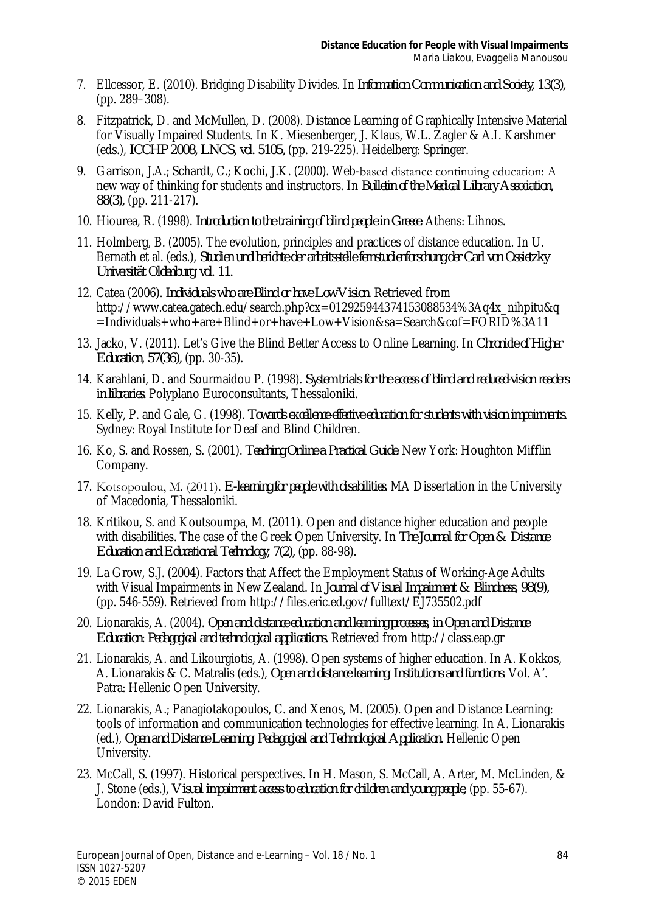7. Ellcessor, E. (2010). Bridging Disability Divides. In *Information Communication and Society, 13(3)*, (pp. 289–308).

8. Fitzpatrick, D. and McMullen, D. (2008). Distance Learning of Graphically Intensive Material for Visually Impaired Students. In K. Miesenberger, J. Klaus, W.L. Zagler & A.I. Karshmer (eds.), *ICCHP 2008, LNCS, vol. 5105*, (pp. 219-225). Heidelberg: Springer.

9. Garrison, J.A.; Schardt, C.; Kochi, J.K. (2000). Web-based distance continuing education: A new way of thinking for students and instructors. In *Bulletin of the Medical Library Association, 88(3)*, (pp. 211-217).

10. Hiourea, R. (1998). *Introduction to the training of blind people in Greece.* Athens: Lihnos.

11. Holmberg, B. (2005). The evolution, principles and practices of distance education. In U. Bernath et al. (eds.), *Studien und berichte der arbeitsstelle fernstudienforschung der Carl von Ossietzky Universität Oldenburg: vol. 11.*

12. Catea (2006). *Individuals who are Blind or have Low Vision.* Retrieved from http://www.catea.gatech.edu/search.php?cx=012925944374153088534%3Aq4x_nihpitu&q=Individuals+who+are+Blind+or+have+Low+Vision&sa=Search&cof=FORID%3A11

13. Jacko, V. (2011). Let's Give the Blind Better Access to Online Learning. In *Chronicle of Higher Education, 57(36)*, (pp. 30-35).

14. Karahlani, D. and Sourmaidou P. (1998). *System trials for the access of blind and reduced-vision readers in libraries.* Polyplano Euroconsultants, Thessaloniki.

15. Kelly, P. and Gale, G. (1998). *Towards excellence-effective education for students with vision impairments.* Sydney: Royal Institute for Deaf and Blind Children.

16. Ko, S. and Rossen, S. (2001). *Teaching Online a Practical Guide.* New York: Houghton Mifflin Company.

17. Kotsopoulou, M. (2011). *E-learning for people with disabilities.* MA Dissertation in the University of Macedonia, Thessaloniki.

18. Kritikou, S. and Koutsoumpa, M. (2011). Open and distance higher education and people with disabilities. The case of the Greek Open University. In *The Journal for Open & Distance Education and Educational Technology, 7(2)*, (pp. 88-98).

19. La Grow, S.J. (2004). Factors that Affect the Employment Status of Working-Age Adults with Visual Impairments in New Zealand. In *Journal of Visual Impairment & Blindness, 98(9)*, (pp. 546-559). Retrieved from http://files.eric.ed.gov/fulltext/EJ735502.pdf

20. Lionarakis, A. (2004). *Open and distance education and learning processes, in Open and Distance Education: Pedagogical and technological applications.* Retrieved from http://class.eap.gr

21. Lionarakis, A. and Likourgiotis, A. (1998). Open systems of higher education. In A. Kokkos, A. Lionarakis & C. Matralis (eds.), *Open and distance learning: Institutions and functions.* Vol. A'. Patra: Hellenic Open University.

22. Lionarakis, A.; Panagiotakopoulos, C. and Xenos, M. (2005). Open and Distance Learning: tools of information and communication technologies for effective learning. In A. Lionarakis (ed.), *Open and Distance Learning: Pedagogical and Technological Application.* Hellenic Open University.

23. McCall, S. (1997). Historical perspectives. In H. Mason, S. McCall, A. Arter, M. McLinden, & J. Stone (eds.), *Visual impairment access to education for children and young people*, (pp. 55-67). London: David Fulton.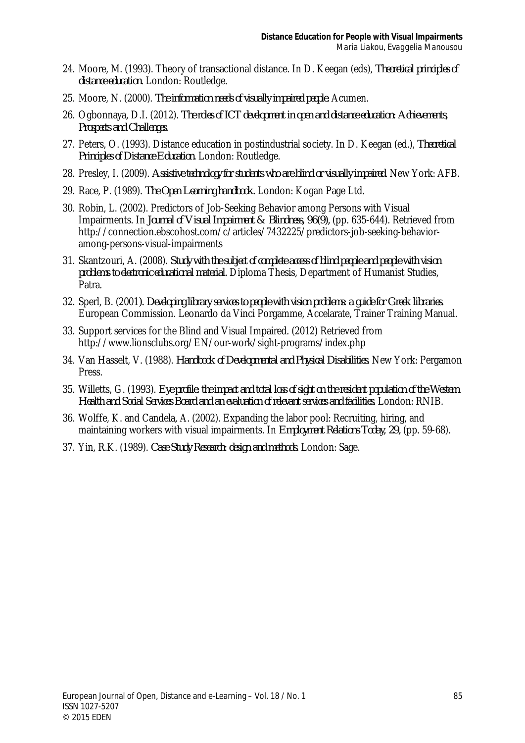24. Moore, M. (1993). Theory of transactional distance. In D. Keegan (eds), *Theoretical principles of distance-education.* London: Routledge.
25. Moore, N. (2000). *The information needs of visually impaired people.* Acumen.
26. Ogbonnaya, D.I. (2012). *The roles of ICT development in open and distance education: Achievements, Prospects and Challenges.*
27. Peters, O. (1993). Distance education in postindustrial society. In D. Keegan (ed.), *Theoretical Principles of Distance Education.* London: Routledge.
28. Presley, I. (2009). *Assistive technology for students who are blind or visually impaired.* New York: AFB.
29. Race, P. (1989). *The Open Learning handbook.* London: Kogan Page Ltd.
30. Robin, L. (2002). Predictors of Job-Seeking Behavior among Persons with Visual Impairments. In *Journal of Visual Impairment & Blindness, 96(9)*, (pp. 635-644). Retrieved from http://connection.ebscohost.com/c/articles/7432225/predictors-job-seeking-behavior-among-persons-visual-impairments
31. Skantzouri, A. (2008). *Study with the subject of complete access of blind people and people with vision problems to electronic educational material.* Diploma Thesis, Department of Humanist Studies, Patra.
32. Sperl, B. (2001). *Developing library services to people with vision problems: a guide for Greek libraries.* European Commission. Leonardo da Vinci Porgamme, Accelarate, Trainer Training Manual.
33. Support services for the Blind and Visual Impaired. (2012) Retrieved from http://www.lionsclubs.org/EN/our-work/sight-programs/index.php
34. Van Hasselt, V. (1988). *Handbook of Developmental and Physical Disabilities.* New York: Pergamon Press.
35. Willetts, G. (1993). *Eye profile: the impact and total loss of sight on the resident population of the Western Health and Social Services Board and an evaluation of relevant services and facilities.* London: RNIB.
36. Wolffe, K. and Candela, A. (2002). Expanding the labor pool: Recruiting, hiring, and maintaining workers with visual impairments. In *Employment Relations Today, 29*, (pp. 59-68).
37. Yin, R.K. (1989). *Case Study Research: design and methods.* London: Sage.